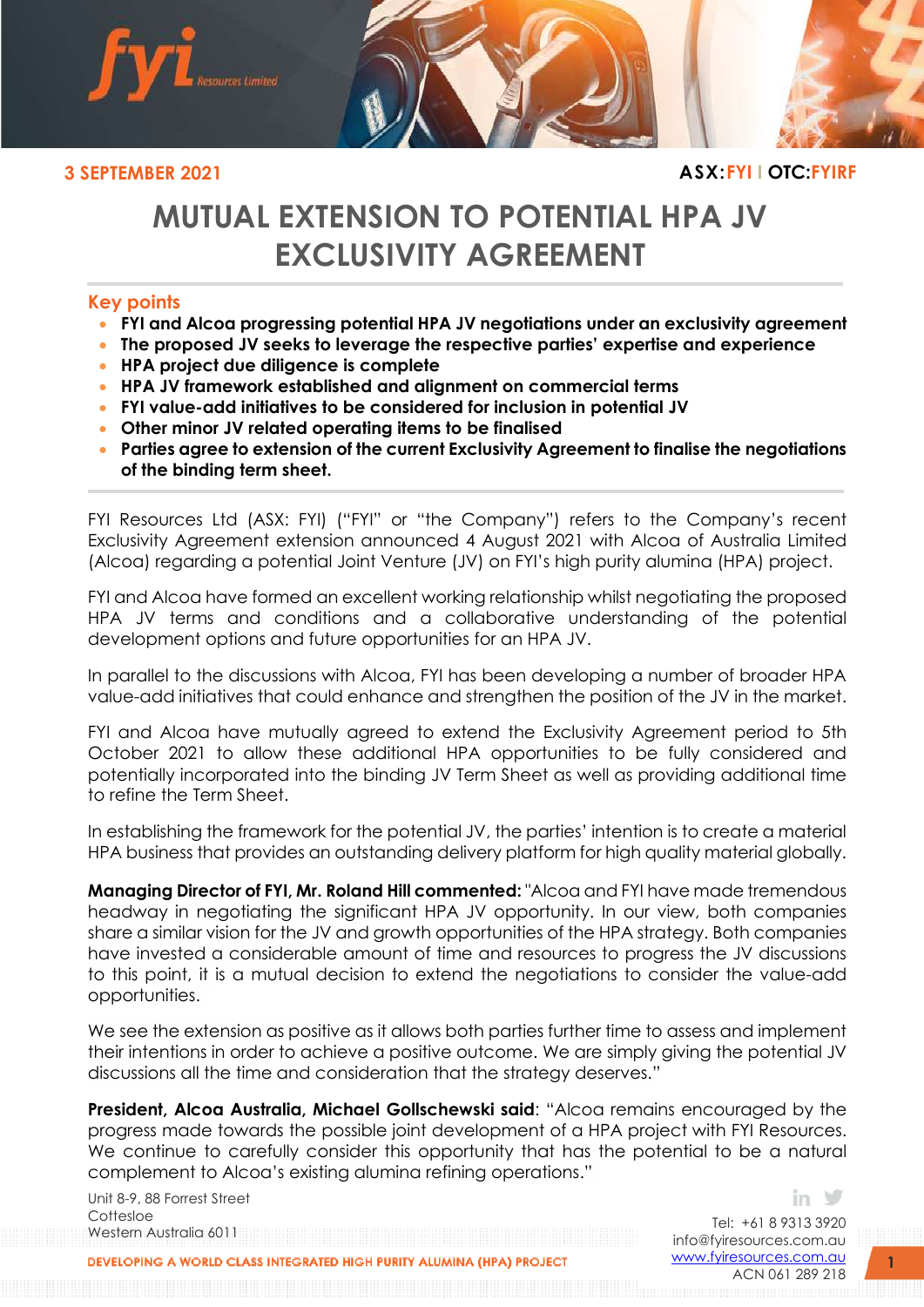3 SEPTEMBER 2021

ASX:FYI | OTC:FYIRF

# MUTUAL EXTENSION TO POTENTIAL HPA JV EXCLUSIVITY AGREEMENT

## Key points

- **FYI and Alcoa progressing potential HPA JV negotiations under an exclusivity agreement**
- **The proposed JV seeks to leverage the respective parties' expertise and experience**
- **HPA project due diligence is complete**
- **HPA JV framework established and alignment on commercial terms**
- **FYI value-add initiatives to be considered for inclusion in potential JV**
- **Other minor JV related operating items to be finalised**
- **Parties agree to extension of the current Exclusivity Agreement to finalise the negotiations of the binding term sheet.**

FYI Resources Ltd (ASX: FYI) ("FYI" or "the Company") refers to the Company's recent Exclusivity Agreement extension announced 4 August 2021 with Alcoa of Australia Limited (Alcoa) regarding a potential Joint Venture (JV) on FYI's high purity alumina (HPA) project.

FYI and Alcoa have formed an excellent working relationship whilst negotiating the proposed HPA JV terms and conditions and a collaborative understanding of the potential development options and future opportunities for an HPA JV.

In parallel to the discussions with Alcoa, FYI has been developing a number of broader HPA value-add initiatives that could enhance and strengthen the position of the JV in the market.

FYI and Alcoa have mutually agreed to extend the Exclusivity Agreement period to 5th October 2021 to allow these additional HPA opportunities to be fully considered and potentially incorporated into the binding JV Term Sheet as well as providing additional time to refine the Term Sheet.

In establishing the framework for the potential JV, the parties' intention is to create a material HPA business that provides an outstanding delivery platform for high quality material globally.

**Managing Director of FYI, Mr. Roland Hill commented:** "Alcoa and FYI have made tremendous headway in negotiating the significant HPA JV opportunity. In our view, both companies share a similar vision for the JV and growth opportunities of the HPA strategy. Both companies have invested a considerable amount of time and resources to progress the JV discussions to this point, it is a mutual decision to extend the negotiations to consider the value-add opportunities.

We see the extension as positive as it allows both parties further time to assess and implement their intentions in order to achieve a positive outcome. We are simply giving the potential JV discussions all the time and consideration that the strategy deserves."

**President, Alcoa Australia, Michael Gollschewski said**: "Alcoa remains encouraged by the progress made towards the possible joint development of a HPA project with FYI Resources. We continue to carefully consider this opportunity that has the potential to be a natural complement to Alcoa's existing alumina refining operations."

Unit 8-9, 88 Forrest Street
Cottesloe
Western Australia 6011

Tel: +61 8 9313 3920
info@fyiresources.com.au
www.fyiresources.com.au
ACN 061 289 218

DEVELOPING A WORLD CLASS INTEGRATED HIGH PURITY ALUMINA (HPA) PROJECT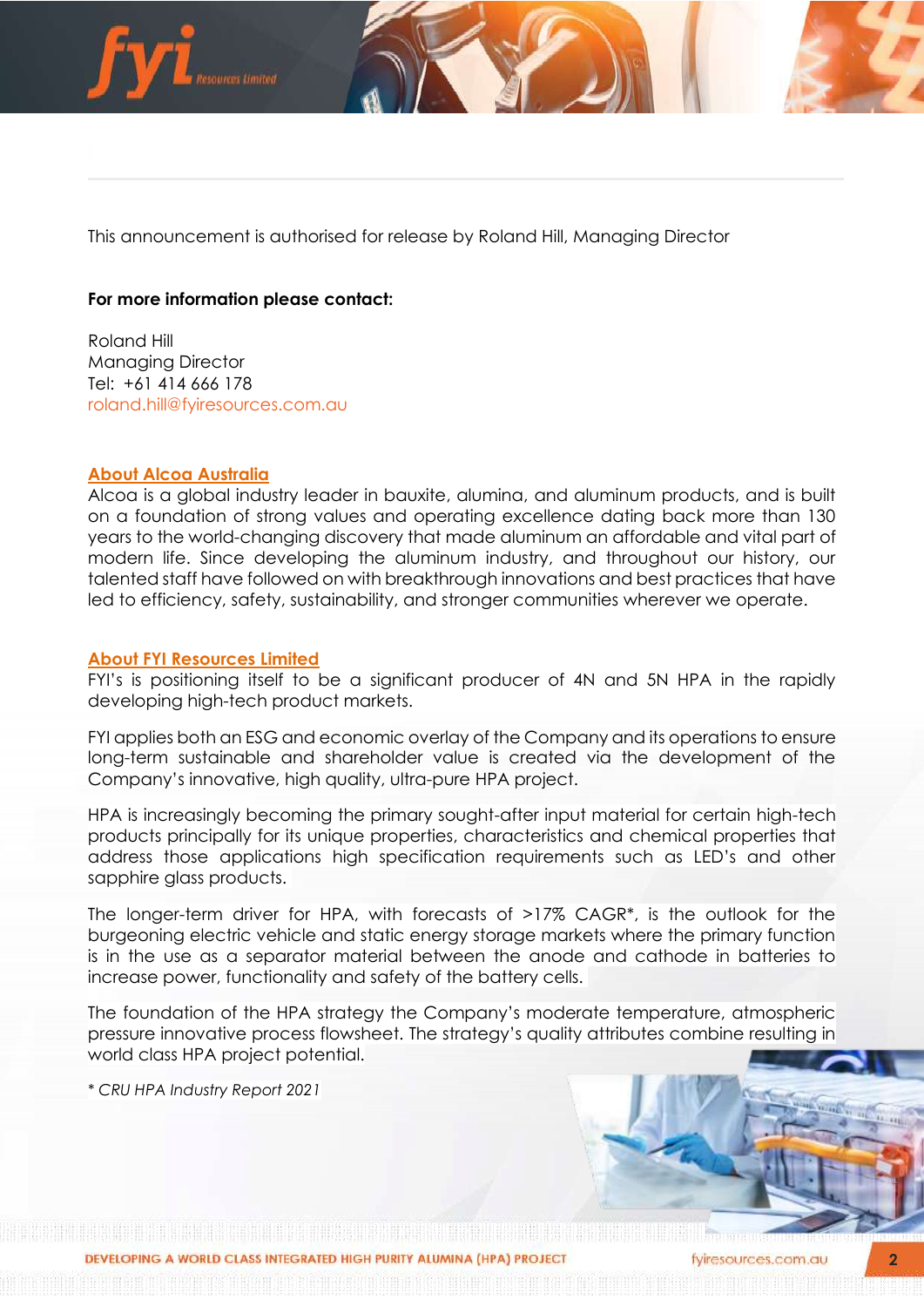This announcement is authorised for release by Roland Hill, Managing Director

**For more information please contact:**

Roland Hill
Managing Director
Tel: +61 414 666 178
roland.hill@fyiresources.com.au

## About Alcoa Australia

Alcoa is a global industry leader in bauxite, alumina, and aluminum products, and is built on a foundation of strong values and operating excellence dating back more than 130 years to the world-changing discovery that made aluminum an affordable and vital part of modern life. Since developing the aluminum industry, and throughout our history, our talented staff have followed on with breakthrough innovations and best practices that have led to efficiency, safety, sustainability, and stronger communities wherever we operate.

## About FYI Resources Limited

FYI's is positioning itself to be a significant producer of 4N and 5N HPA in the rapidly developing high-tech product markets.

FYI applies both an ESG and economic overlay of the Company and its operations to ensure long-term sustainable and shareholder value is created via the development of the Company's innovative, high quality, ultra-pure HPA project.

HPA is increasingly becoming the primary sought-after input material for certain high-tech products principally for its unique properties, characteristics and chemical properties that address those applications high specification requirements such as LED's and other sapphire glass products.

The longer-term driver for HPA, with forecasts of >17% CAGR*, is the outlook for the burgeoning electric vehicle and static energy storage markets where the primary function is in the use as a separator material between the anode and cathode in batteries to increase power, functionality and safety of the battery cells.

The foundation of the HPA strategy the Company's moderate temperature, atmospheric pressure innovative process flowsheet. The strategy's quality attributes combine resulting in world class HPA project potential.

*\* CRU HPA Industry Report 2021*